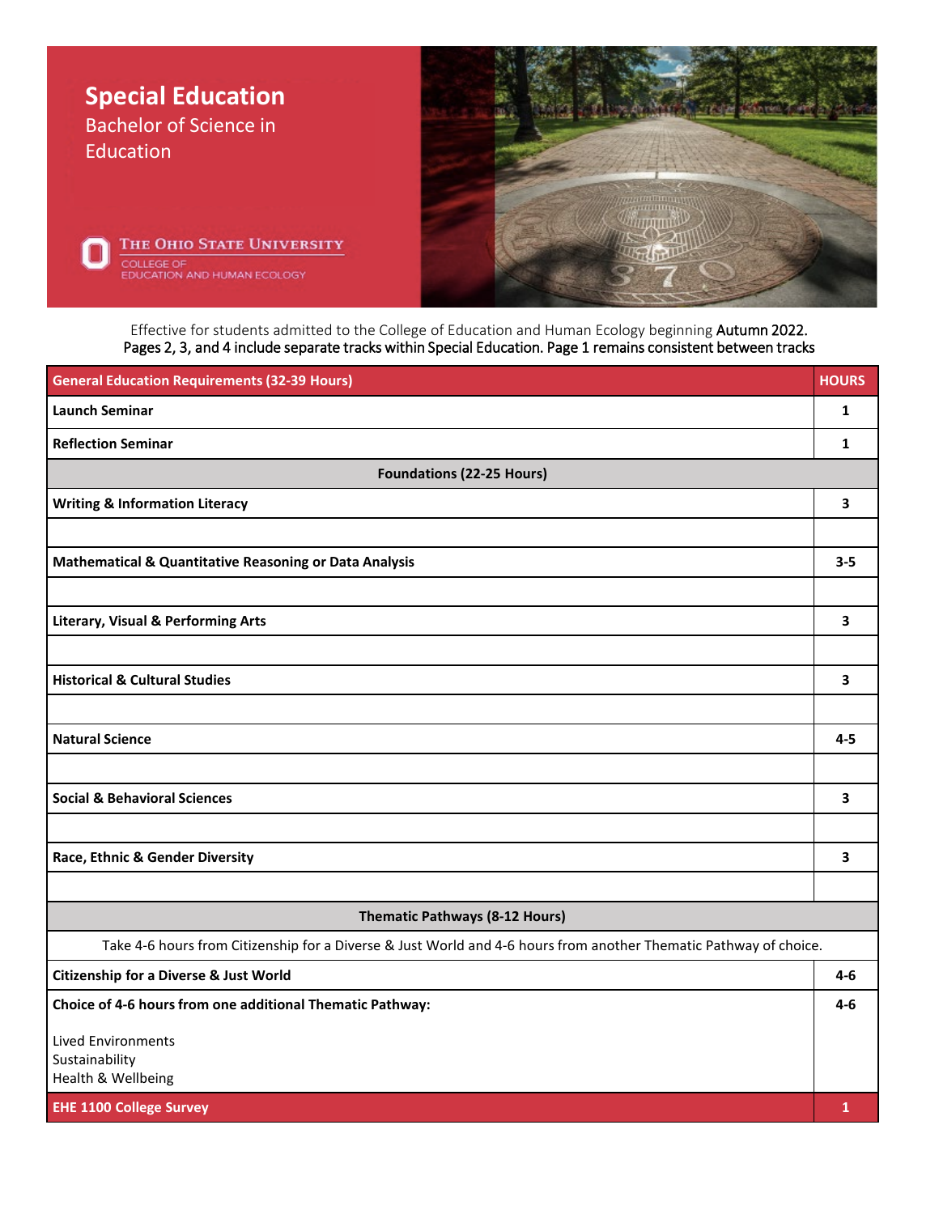# Special Education

Bachelor of Science in Education

THE OHIO STATE UNIVERSITY
COLLEGE OF EDUCATION AND HUMAN ECOLOGY

Effective for students admitted to the College of Education and Human Ecology beginning Autumn 2022.
Pages 2, 3, and 4 include separate tracks within Special Education. Page 1 remains consistent between tracks

| General Education Requirements (32-39 Hours) | HOURS |
|---|---|
| **Launch Seminar** | **1** |
| **Reflection Seminar** | **1** |
| **Foundations (22-25 Hours)** | |
| **Writing & Information Literacy** | **3** |
| | |
| **Mathematical & Quantitative Reasoning or Data Analysis** | **3-5** |
| | |
| **Literary, Visual & Performing Arts** | **3** |
| | |
| **Historical & Cultural Studies** | **3** |
| | |
| **Natural Science** | **4-5** |
| | |
| **Social & Behavioral Sciences** | **3** |
| | |
| **Race, Ethnic & Gender Diversity** | **3** |
| | |
| **Thematic Pathways (8-12 Hours)** | |
| Take 4-6 hours from Citizenship for a Diverse & Just World and 4-6 hours from another Thematic Pathway of choice. | |
| **Citizenship for a Diverse & Just World** | **4-6** |
| **Choice of 4-6 hours from one additional Thematic Pathway:** <br> Lived Environments <br> Sustainability <br> Health & Wellbeing | **4-6** |
| **EHE 1100 College Survey** | **1** |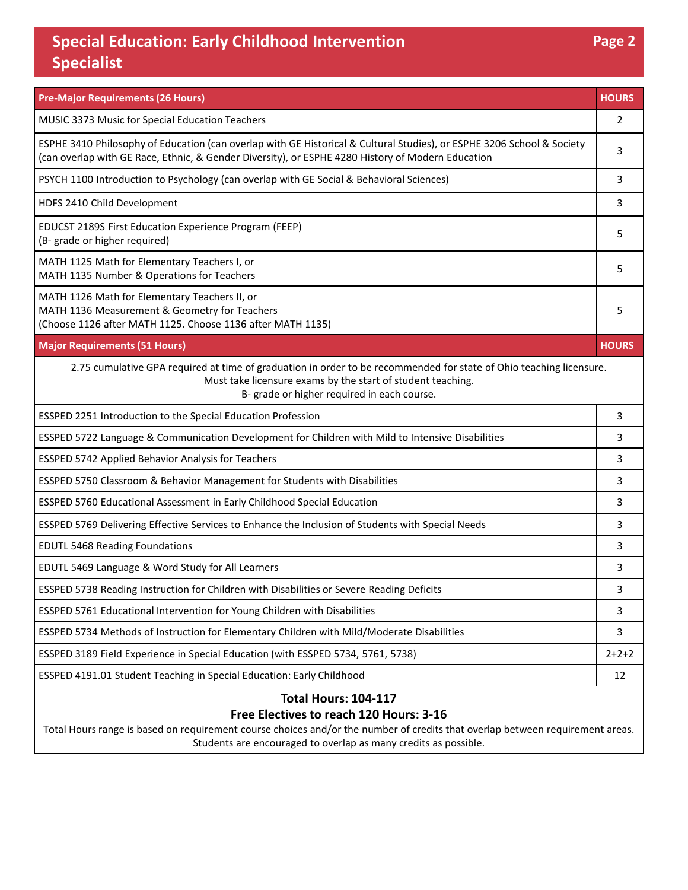# Special Education: Early Childhood Intervention Specialist

| Pre-Major Requirements (26 Hours) | HOURS |
|---|---|
| MUSIC 3373 Music for Special Education Teachers | 2 |
| ESPHE 3410 Philosophy of Education (can overlap with GE Historical & Cultural Studies), or ESPHE 3206 School & Society (can overlap with GE Race, Ethnic, & Gender Diversity), or ESPHE 4280 History of Modern Education | 3 |
| PSYCH 1100 Introduction to Psychology (can overlap with GE Social & Behavioral Sciences) | 3 |
| HDFS 2410 Child Development | 3 |
| EDUCST 2189S First Education Experience Program (FEEP) (B- grade or higher required) | 5 |
| MATH 1125 Math for Elementary Teachers I, or MATH 1135 Number & Operations for Teachers | 5 |
| MATH 1126 Math for Elementary Teachers II, or MATH 1136 Measurement & Geometry for Teachers (Choose 1126 after MATH 1125. Choose 1136 after MATH 1135) | 5 |

| Major Requirements (51 Hours) | HOURS |
|---|---|
| 2.75 cumulative GPA required at time of graduation in order to be recommended for state of Ohio teaching licensure. Must take licensure exams by the start of student teaching. B- grade or higher required in each course. | |
| ESSPED 2251 Introduction to the Special Education Profession | 3 |
| ESSPED 5722 Language & Communication Development for Children with Mild to Intensive Disabilities | 3 |
| ESSPED 5742 Applied Behavior Analysis for Teachers | 3 |
| ESSPED 5750 Classroom & Behavior Management for Students with Disabilities | 3 |
| ESSPED 5760 Educational Assessment in Early Childhood Special Education | 3 |
| ESSPED 5769 Delivering Effective Services to Enhance the Inclusion of Students with Special Needs | 3 |
| EDUTL 5468 Reading Foundations | 3 |
| EDUTL 5469 Language & Word Study for All Learners | 3 |
| ESSPED 5738 Reading Instruction for Children with Disabilities or Severe Reading Deficits | 3 |
| ESSPED 5761 Educational Intervention for Young Children with Disabilities | 3 |
| ESSPED 5734 Methods of Instruction for Elementary Children with Mild/Moderate Disabilities | 3 |
| ESSPED 3189 Field Experience in Special Education (with ESSPED 5734, 5761, 5738) | 2+2+2 |
| ESSPED 4191.01 Student Teaching in Special Education: Early Childhood | 12 |

**Total Hours: 104-117**

**Free Electives to reach 120 Hours: 3-16**

Total Hours range is based on requirement course choices and/or the number of credits that overlap between requirement areas. Students are encouraged to overlap as many credits as possible.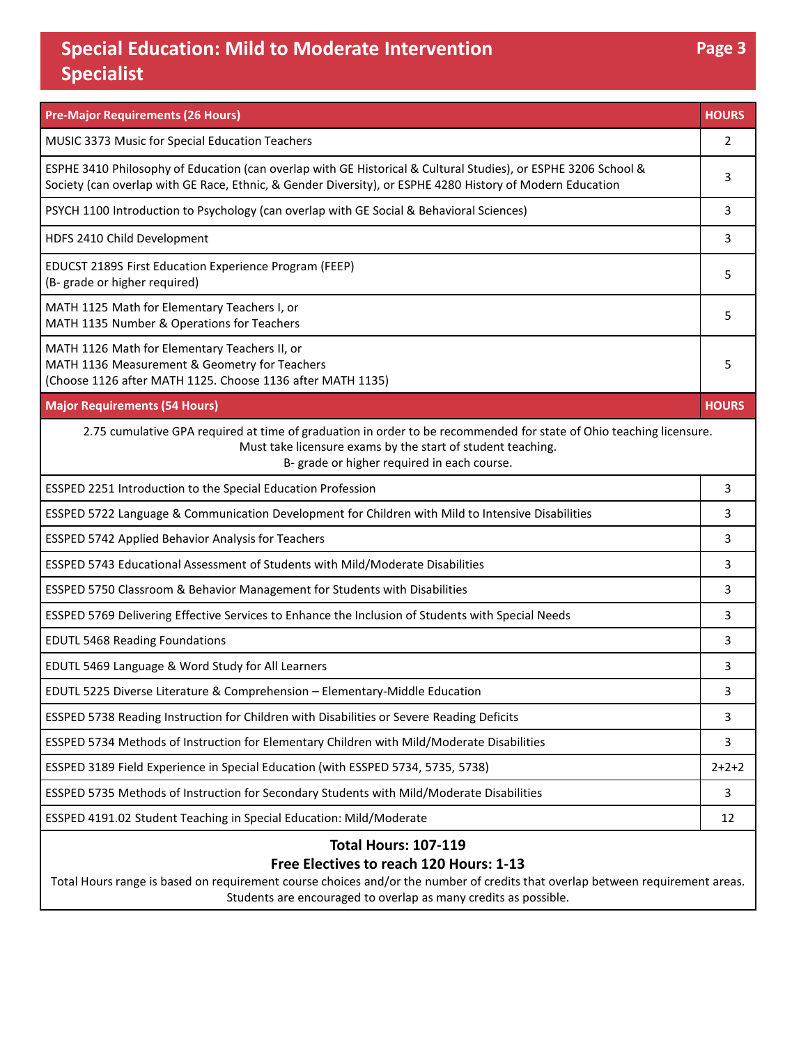# Special Education: Mild to Moderate Intervention Specialist

| Pre-Major Requirements (26 Hours) | HOURS |
|---|---|
| MUSIC 3373 Music for Special Education Teachers | 2 |
| ESPHE 3410 Philosophy of Education (can overlap with GE Historical & Cultural Studies), or ESPHE 3206 School & Society (can overlap with GE Race, Ethnic, & Gender Diversity), or ESPHE 4280 History of Modern Education | 3 |
| PSYCH 1100 Introduction to Psychology (can overlap with GE Social & Behavioral Sciences) | 3 |
| HDFS 2410 Child Development | 3 |
| EDUCST 2189S First Education Experience Program (FEEP)<br>(B- grade or higher required) | 5 |
| MATH 1125 Math for Elementary Teachers I, or<br>MATH 1135 Number & Operations for Teachers | 5 |
| MATH 1126 Math for Elementary Teachers II, or<br>MATH 1136 Measurement & Geometry for Teachers<br>(Choose 1126 after MATH 1125. Choose 1136 after MATH 1135) | 5 |

| Major Requirements (54 Hours) | HOURS |
|---|---|
| 2.75 cumulative GPA required at time of graduation in order to be recommended for state of Ohio teaching licensure.<br>Must take licensure exams by the start of student teaching.<br>B- grade or higher required in each course. | |
| ESSPED 2251 Introduction to the Special Education Profession | 3 |
| ESSPED 5722 Language & Communication Development for Children with Mild to Intensive Disabilities | 3 |
| ESSPED 5742 Applied Behavior Analysis for Teachers | 3 |
| ESSPED 5743 Educational Assessment of Students with Mild/Moderate Disabilities | 3 |
| ESSPED 5750 Classroom & Behavior Management for Students with Disabilities | 3 |
| ESSPED 5769 Delivering Effective Services to Enhance the Inclusion of Students with Special Needs | 3 |
| EDUTL 5468 Reading Foundations | 3 |
| EDUTL 5469 Language & Word Study for All Learners | 3 |
| EDUTL 5225 Diverse Literature & Comprehension – Elementary-Middle Education | 3 |
| ESSPED 5738 Reading Instruction for Children with Disabilities or Severe Reading Deficits | 3 |
| ESSPED 5734 Methods of Instruction for Elementary Children with Mild/Moderate Disabilities | 3 |
| ESSPED 3189 Field Experience in Special Education (with ESSPED 5734, 5735, 5738) | 2+2+2 |
| ESSPED 5735 Methods of Instruction for Secondary Students with Mild/Moderate Disabilities | 3 |
| ESSPED 4191.02 Student Teaching in Special Education: Mild/Moderate | 12 |

**Total Hours: 107-119**

**Free Electives to reach 120 Hours: 1-13**

Total Hours range is based on requirement course choices and/or the number of credits that overlap between requirement areas. Students are encouraged to overlap as many credits as possible.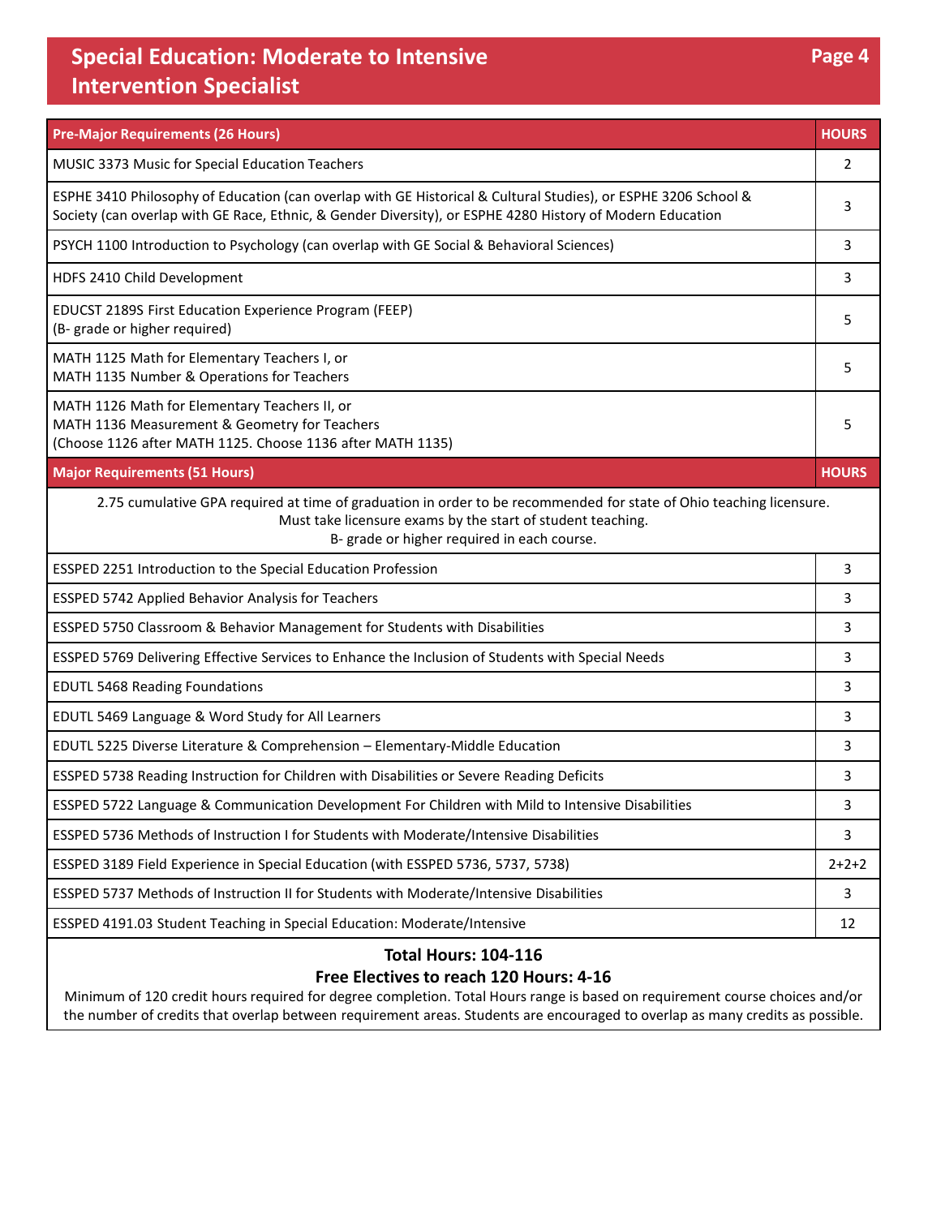# Special Education: Moderate to Intensive Intervention Specialist

| Pre-Major Requirements (26 Hours) | HOURS |
| --- | --- |
| MUSIC 3373 Music for Special Education Teachers | 2 |
| ESPHE 3410 Philosophy of Education (can overlap with GE Historical & Cultural Studies), or ESPHE 3206 School & Society (can overlap with GE Race, Ethnic, & Gender Diversity), or ESPHE 4280 History of Modern Education | 3 |
| PSYCH 1100 Introduction to Psychology (can overlap with GE Social & Behavioral Sciences) | 3 |
| HDFS 2410 Child Development | 3 |
| EDUCST 2189S First Education Experience Program (FEEP) (B- grade or higher required) | 5 |
| MATH 1125 Math for Elementary Teachers I, or MATH 1135 Number & Operations for Teachers | 5 |
| MATH 1126 Math for Elementary Teachers II, or MATH 1136 Measurement & Geometry for Teachers (Choose 1126 after MATH 1125. Choose 1136 after MATH 1135) | 5 |

| Major Requirements (51 Hours) | HOURS |
| --- | --- |
| 2.75 cumulative GPA required at time of graduation in order to be recommended for state of Ohio teaching licensure. Must take licensure exams by the start of student teaching. B- grade or higher required in each course. | |
| ESSPED 2251 Introduction to the Special Education Profession | 3 |
| ESSPED 5742 Applied Behavior Analysis for Teachers | 3 |
| ESSPED 5750 Classroom & Behavior Management for Students with Disabilities | 3 |
| ESSPED 5769 Delivering Effective Services to Enhance the Inclusion of Students with Special Needs | 3 |
| EDUTL 5468 Reading Foundations | 3 |
| EDUTL 5469 Language & Word Study for All Learners | 3 |
| EDUTL 5225 Diverse Literature & Comprehension – Elementary-Middle Education | 3 |
| ESSPED 5738 Reading Instruction for Children with Disabilities or Severe Reading Deficits | 3 |
| ESSPED 5722 Language & Communication Development For Children with Mild to Intensive Disabilities | 3 |
| ESSPED 5736 Methods of Instruction I for Students with Moderate/Intensive Disabilities | 3 |
| ESSPED 3189 Field Experience in Special Education (with ESSPED 5736, 5737, 5738) | 2+2+2 |
| ESSPED 5737 Methods of Instruction II for Students with Moderate/Intensive Disabilities | 3 |
| ESSPED 4191.03 Student Teaching in Special Education: Moderate/Intensive | 12 |

**Total Hours: 104-116**

**Free Electives to reach 120 Hours: 4-16**

Minimum of 120 credit hours required for degree completion. Total Hours range is based on requirement course choices and/or the number of credits that overlap between requirement areas. Students are encouraged to overlap as many credits as possible.